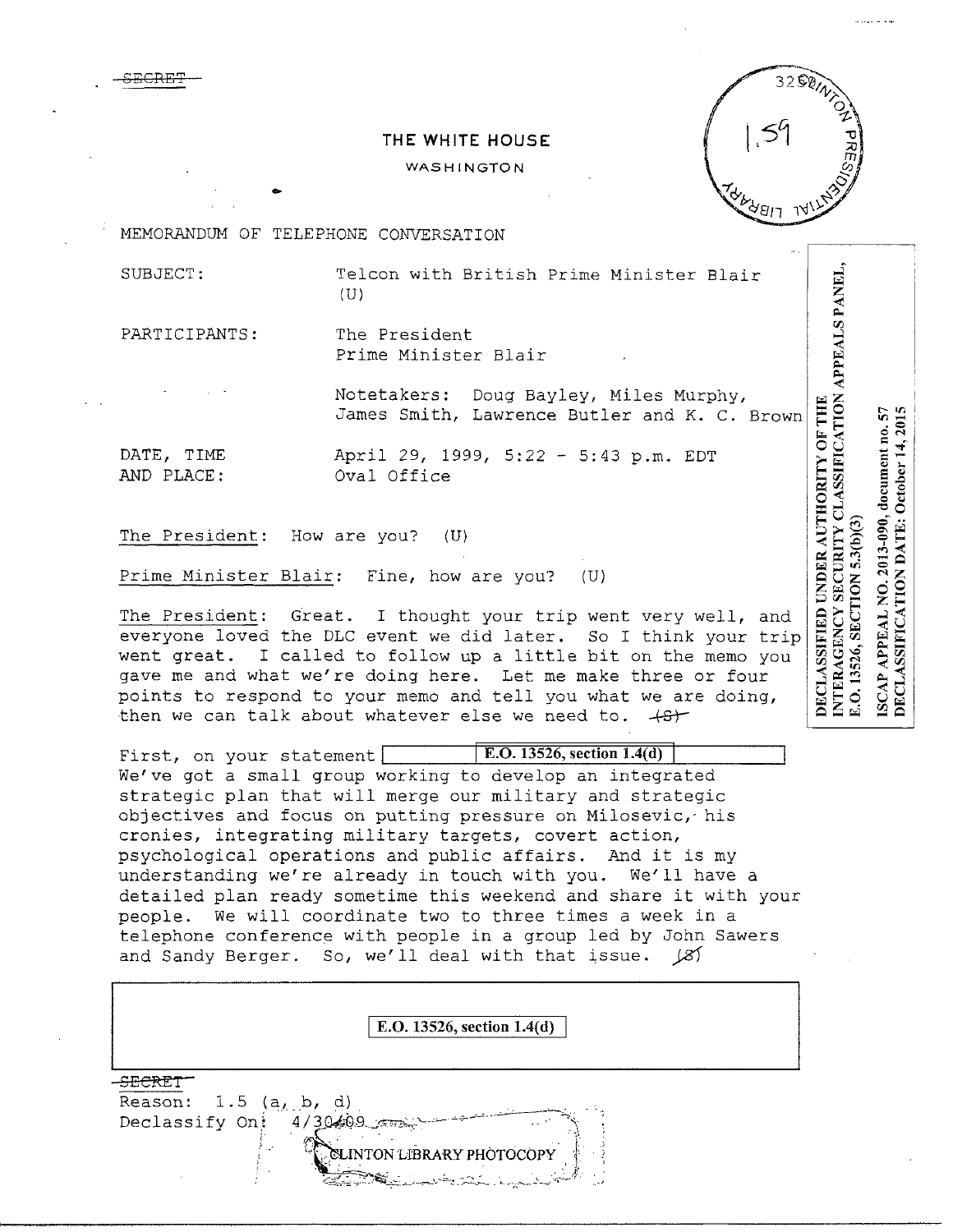~~SECRET~~

THE WHITE HOUSE

WASHINGTON

MEMORANDUM OF TELEPHONE CONVERSATION

SUBJECT: Telcon with British Prime Minister Blair (U)

PARTICIPANTS: The President
Prime Minister Blair

Notetakers: Doug Bayley, Miles Murphy, James Smith, Lawrence Butler and K. C. Brown

DATE, TIME AND PLACE: April 29, 1999, 5:22 - 5:43 p.m. EDT
Oval Office

DECLASSIFIED UNDER AUTHORITY OF THE INTERAGENCY SECURITY CLASSIFICATION APPEALS PANEL, E.O. 13526, SECTION 5.3(b)(3)

ISCAP APPEAL NO. 2013-090, document no. 57
DECLASSIFICATION DATE: October 14, 2015

The President: How are you? (U)

Prime Minister Blair: Fine, how are you? (U)

The President: Great. I thought your trip went very well, and everyone loved the DLC event we did later. So I think your trip went great. I called to follow up a little bit on the memo you gave me and what we're doing here. Let me make three or four points to respond to your memo and tell you what we are doing, then we can talk about whatever else we need to. ~~(S)~~

First, on your statement [E.O. 13526, section 1.4(d)] We've got a small group working to develop an integrated strategic plan that will merge our military and strategic objectives and focus on putting pressure on Milosevic, his cronies, integrating military targets, covert action, psychological operations and public affairs. And it is my understanding we're already in touch with you. We'll have a detailed plan ready sometime this weekend and share it with your people. We will coordinate two to three times a week in a telephone conference with people in a group led by John Sawers and Sandy Berger. So, we'll deal with that issue. ~~(S)~~

[E.O. 13526, section 1.4(d)]

~~SECRET~~
Reason: 1.5 (a, b, d)
Declassify On: 4/30/09

CLINTON LIBRARY PHOTOCOPY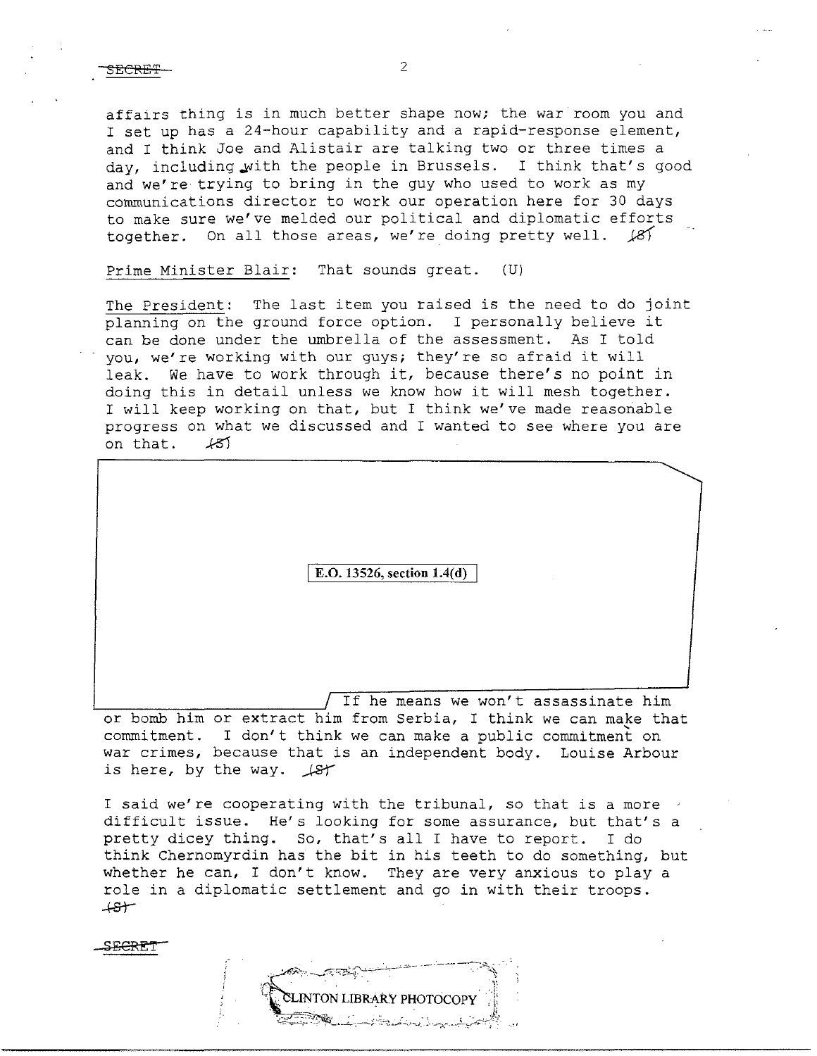affairs thing is in much better shape now; the war room you and I set up has a 24-hour capability and a rapid-response element, and I think Joe and Alistair are talking two or three times a day, including with the people in Brussels. I think that's good and we're trying to bring in the guy who used to work as my communications director to work our operation here for 30 days to make sure we've melded our political and diplomatic efforts together. On all those areas, we're doing pretty well. (S)

Prime Minister Blair: That sounds great. (U)

The President: The last item you raised is the need to do joint planning on the ground force option. I personally believe it can be done under the umbrella of the assessment. As I told you, we're working with our guys; they're so afraid it will leak. We have to work through it, because there's no point in doing this in detail unless we know how it will mesh together. I will keep working on that, but I think we've made reasonable progress on what we discussed and I wanted to see where you are on that. (S)

E.O. 13526, section 1.4(d)

If he means we won't assassinate him or bomb him or extract him from Serbia, I think we can make that commitment. I don't think we can make a public commitment on war crimes, because that is an independent body. Louise Arbour is here, by the way. (S)

I said we're cooperating with the tribunal, so that is a more difficult issue. He's looking for some assurance, but that's a pretty dicey thing. So, that's all I have to report. I do think Chernomyrdin has the bit in his teeth to do something, but whether he can, I don't know. They are very anxious to play a role in a diplomatic settlement and go in with their troops. (S)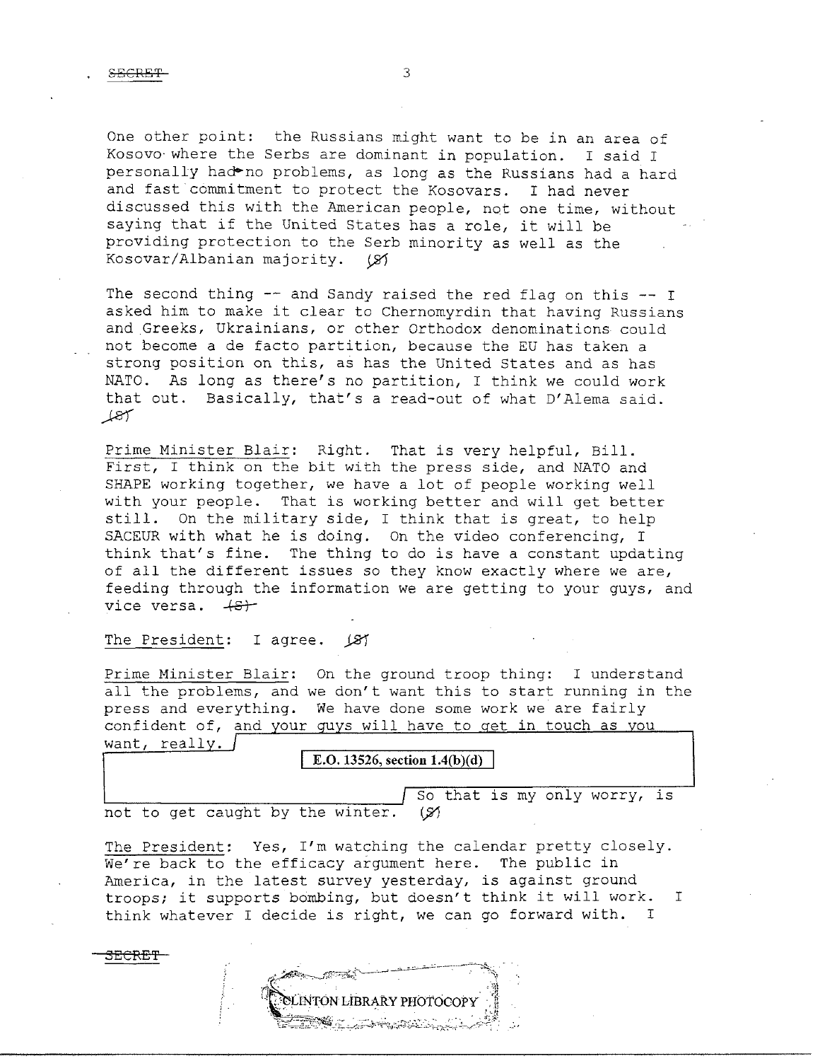One other point: the Russians might want to be in an area of Kosovo where the Serbs are dominant in population. I said I personally had no problems, as long as the Russians had a hard and fast commitment to protect the Kosovars. I had never discussed this with the American people, not one time, without saying that if the United States has a role, it will be providing protection to the Serb minority as well as the Kosovar/Albanian majority. (S)

The second thing -- and Sandy raised the red flag on this -- I asked him to make it clear to Chernomyrdin that having Russians and Greeks, Ukrainians, or other Orthodox denominations could not become a de facto partition, because the EU has taken a strong position on this, as has the United States and as has NATO. As long as there's no partition, I think we could work that out. Basically, that's a read-out of what D'Alema said. (S)

Prime Minister Blair: Right. That is very helpful, Bill. First, I think on the bit with the press side, and NATO and SHAPE working together, we have a lot of people working well with your people. That is working better and will get better still. On the military side, I think that is great, to help SACEUR with what he is doing. On the video conferencing, I think that's fine. The thing to do is have a constant updating of all the different issues so they know exactly where we are, feeding through the information we are getting to your guys, and vice versa. (S)

The President: I agree. (S)

Prime Minister Blair: On the ground troop thing: I understand all the problems, and we don't want this to start running in the press and everything. We have done some work we are fairly confident of, and your guys will have to get in touch as you want, really.

**E.O. 13526, section 1.4(b)(d)**

So that is my only worry, is not to get caught by the winter. (S)

The President: Yes, I'm watching the calendar pretty closely. We're back to the efficacy argument here. The public in America, in the latest survey yesterday, is against ground troops; it supports bombing, but doesn't think it will work. I think whatever I decide is right, we can go forward with. I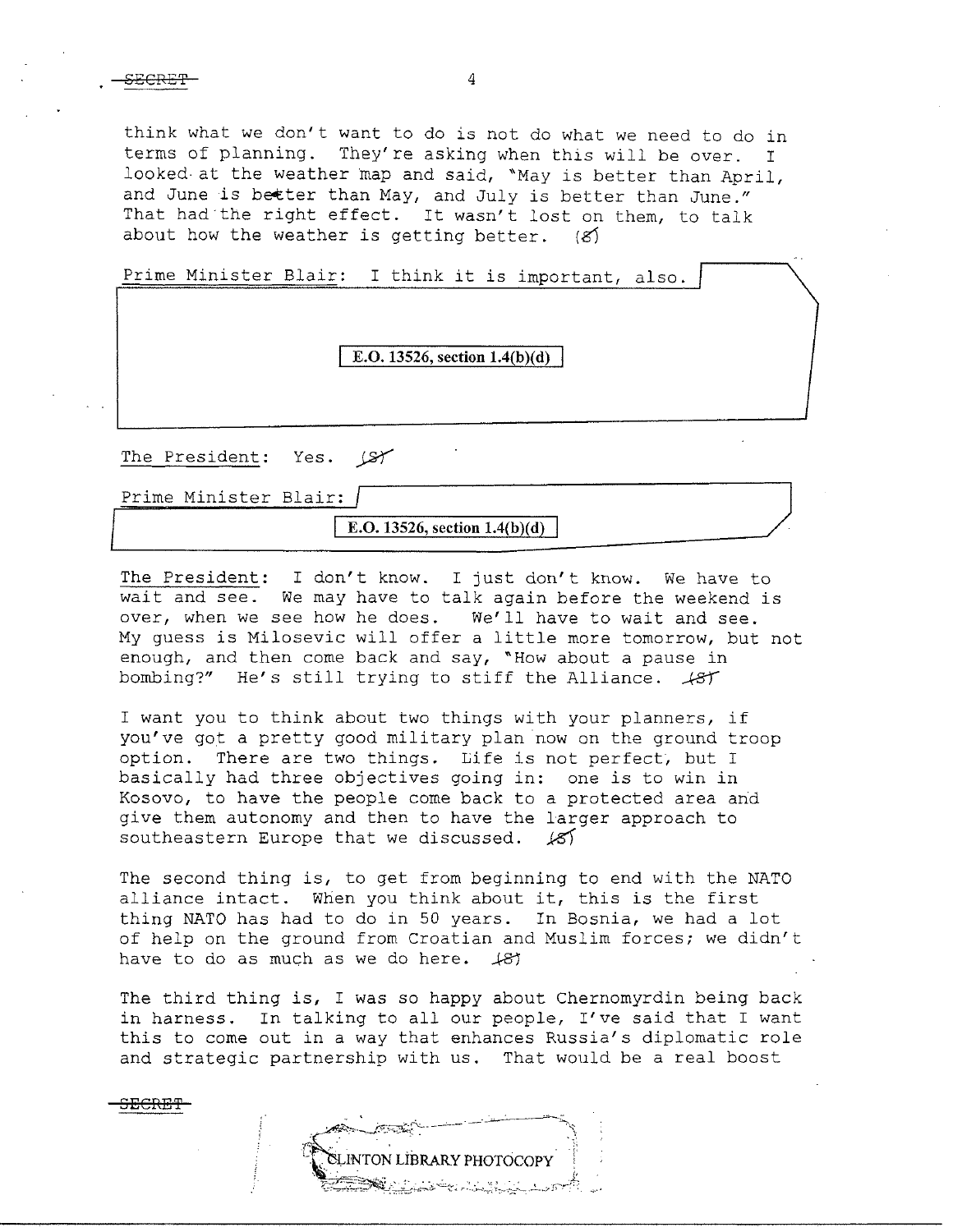think what we don't want to do is not do what we need to do in terms of planning. They're asking when this will be over. I looked at the weather map and said, "May is better than April, and June is better than May, and July is better than June." That had the right effect. It wasn't lost on them, to talk about how the weather is getting better. (S)

Prime Minister Blair: I think it is important, also.

E.O. 13526, section 1.4(b)(d)

The President: Yes. (S)

Prime Minister Blair:

E.O. 13526, section 1.4(b)(d)

The President: I don't know. I just don't know. We have to wait and see. We may have to talk again before the weekend is over, when we see how he does. We'll have to wait and see. My guess is Milosevic will offer a little more tomorrow, but not enough, and then come back and say, "How about a pause in bombing?" He's still trying to stiff the Alliance. (S)

I want you to think about two things with your planners, if you've got a pretty good military plan now on the ground troop option. There are two things. Life is not perfect, but I basically had three objectives going in: one is to win in Kosovo, to have the people come back to a protected area and give them autonomy and then to have the larger approach to southeastern Europe that we discussed. (S)

The second thing is, to get from beginning to end with the NATO alliance intact. When you think about it, this is the first thing NATO has had to do in 50 years. In Bosnia, we had a lot of help on the ground from Croatian and Muslim forces; we didn't have to do as much as we do here. (S)

The third thing is, I was so happy about Chernomyrdin being back in harness. In talking to all our people, I've said that I want this to come out in a way that enhances Russia's diplomatic role and strategic partnership with us. That would be a real boost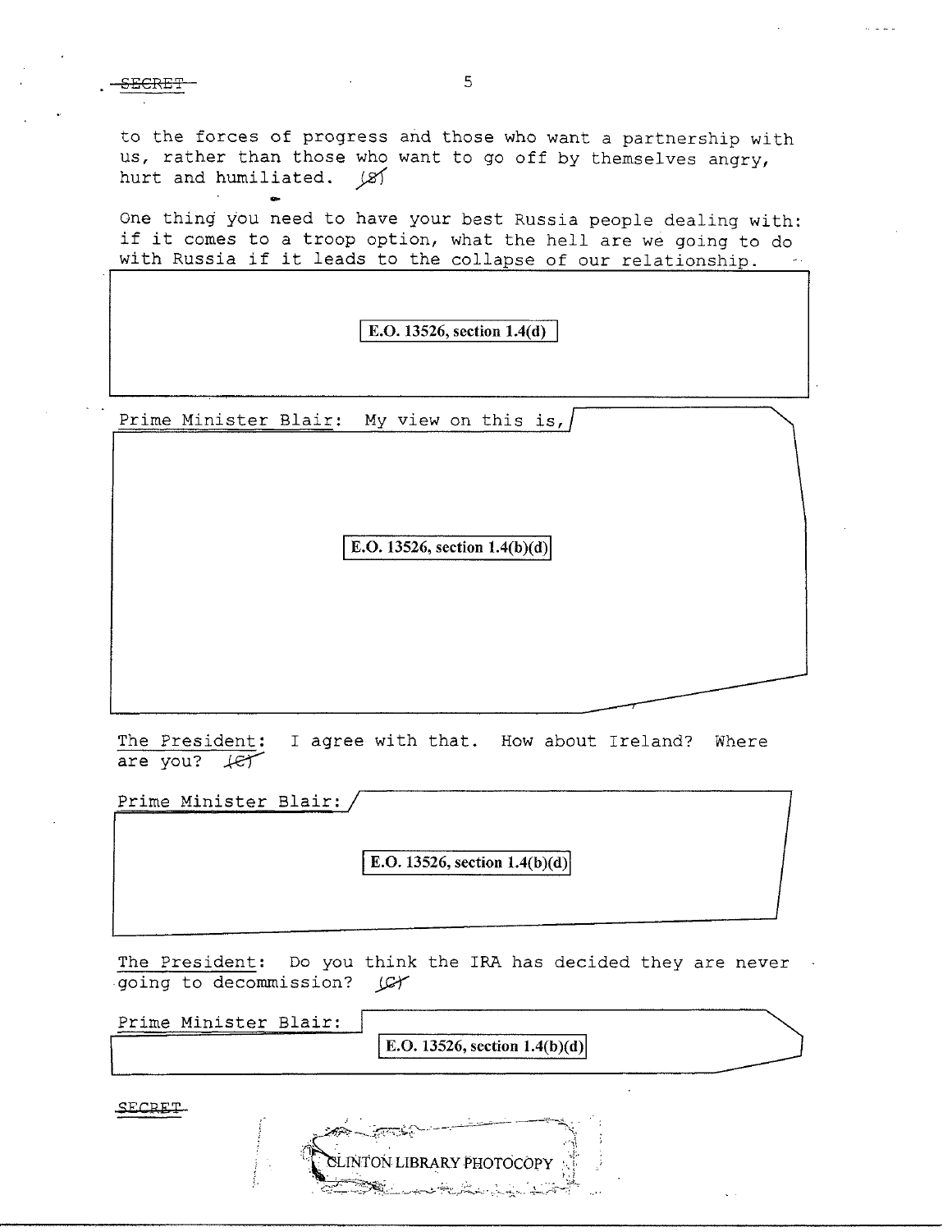to the forces of progress and those who want a partnership with us, rather than those who want to go off by themselves angry, hurt and humiliated. (S)

One thing you need to have your best Russia people dealing with: if it comes to a troop option, what the hell are we going to do with Russia if it leads to the collapse of our relationship.

E.O. 13526, section 1.4(d)

Prime Minister Blair: My view on this is,

E.O. 13526, section 1.4(b)(d)

The President: I agree with that. How about Ireland? Where are you? (C)

Prime Minister Blair:

E.O. 13526, section 1.4(b)(d)

The President: Do you think the IRA has decided they are never going to decommission? (C)

Prime Minister Blair:

E.O. 13526, section 1.4(b)(d)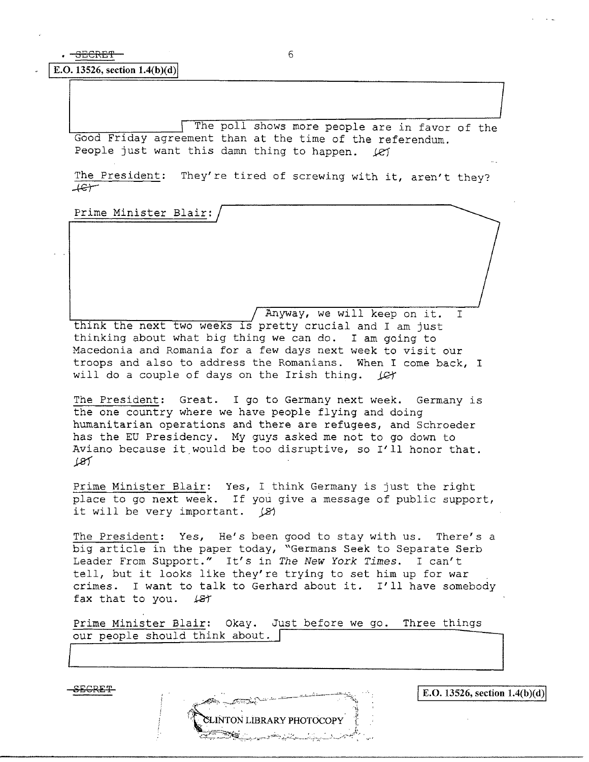SECRET

E.O. 13526, section 1.4(b)(d)

The poll shows more people are in favor of the Good Friday agreement than at the time of the referendum. People just want this damn thing to happen. (C)

The President: They're tired of screwing with it, aren't they? (C)

Prime Minister Blair: Anyway, we will keep on it. I think the next two weeks is pretty crucial and I am just thinking about what big thing we can do. I am going to Macedonia and Romania for a few days next week to visit our troops and also to address the Romanians. When I come back, I will do a couple of days on the Irish thing. (C)

The President: Great. I go to Germany next week. Germany is the one country where we have people flying and doing humanitarian operations and there are refugees, and Schroeder has the EU Presidency. My guys asked me not to go down to Aviano because it would be too disruptive, so I'll honor that. (S)

Prime Minister Blair: Yes, I think Germany is just the right place to go next week. If you give a message of public support, it will be very important. (S)

The President: Yes, He's been good to stay with us. There's a big article in the paper today, "Germans Seek to Separate Serb Leader From Support." It's in *The New York Times*. I can't tell, but it looks like they're trying to set him up for war crimes. I want to talk to Gerhard about it. I'll have somebody fax that to you. (S)

Prime Minister Blair: Okay. Just before we go. Three things our people should think about.

SECRET

E.O. 13526, section 1.4(b)(d)

CLINTON LIBRARY PHOTOCOPY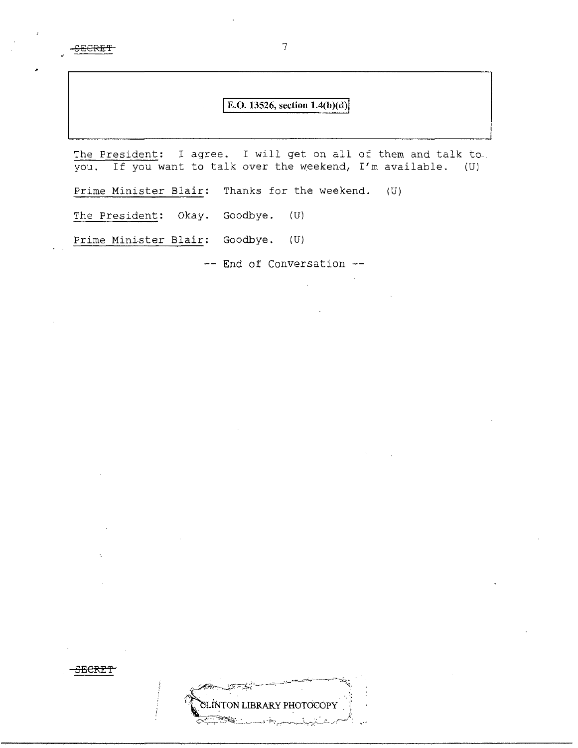E.O. 13526, section 1.4(b)(d)

The President: I agree. I will get on all of them and talk to you. If you want to talk over the weekend, I'm available. (U)

Prime Minister Blair: Thanks for the weekend. (U)

The President: Okay. Goodbye. (U)

Prime Minister Blair: Goodbye. (U)

-- End of Conversation --